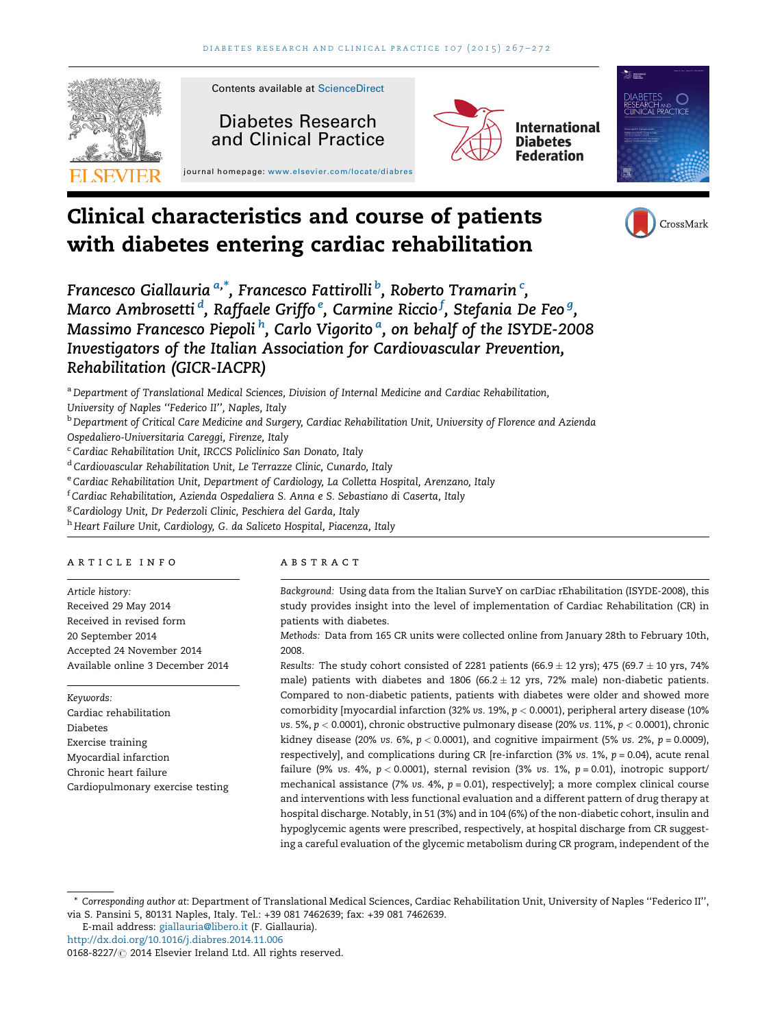# Clinical characteristics and course of patients with diabetes entering cardiac rehabilitation

*Francesco Giallauria[a,*], Francesco Fattirolli[b], Roberto Tramarin[c], Marco Ambrosetti[d], Raffaele Griffo[e], Carmine Riccio[f], Stefania De Feo[g], Massimo Francesco Piepoli[h], Carlo Vigorito[a], on behalf of the ISYDE-2008 Investigators of the Italian Association for Cardiovascular Prevention, Rehabilitation (GICR-IACPR)*

[a] Department of Translational Medical Sciences, Division of Internal Medicine and Cardiac Rehabilitation, University of Naples ''Federico II'', Naples, Italy
[b] Department of Critical Care Medicine and Surgery, Cardiac Rehabilitation Unit, University of Florence and Azienda Ospedaliero-Universitaria Careggi, Firenze, Italy
[c] Cardiac Rehabilitation Unit, IRCCS Policlinico San Donato, Italy
[d] Cardiovascular Rehabilitation Unit, Le Terrazze Clinic, Cunardo, Italy
[e] Cardiac Rehabilitation Unit, Department of Cardiology, La Colletta Hospital, Arenzano, Italy
[f] Cardiac Rehabilitation, Azienda Ospedaliera S. Anna e S. Sebastiano di Caserta, Italy
[g] Cardiology Unit, Dr Pederzoli Clinic, Peschiera del Garda, Italy
[h] Heart Failure Unit, Cardiology, G. da Saliceto Hospital, Piacenza, Italy

## ARTICLE INFO

*Article history:*
Received 29 May 2014
Received in revised form 20 September 2014
Accepted 24 November 2014
Available online 3 December 2014

*Keywords:*
Cardiac rehabilitation
Diabetes
Exercise training
Myocardial infarction
Chronic heart failure
Cardiopulmonary exercise testing

## ABSTRACT

*Background:* Using data from the Italian SurveY on carDiac rEhabilitation (ISYDE-2008), this study provides insight into the level of implementation of Cardiac Rehabilitation (CR) in patients with diabetes.

*Methods:* Data from 165 CR units were collected online from January 28th to February 10th, 2008.

*Results:* The study cohort consisted of 2281 patients (66.9 ± 12 yrs); 475 (69.7 ± 10 yrs, 74% male) patients with diabetes and 1806 (66.2 ± 12 yrs, 72% male) non-diabetic patients. Compared to non-diabetic patients, patients with diabetes were older and showed more comorbidity [myocardial infarction (32% *vs.* 19%, $p < 0.0001$), peripheral artery disease (10% *vs.* 5%, $p < 0.0001$), chronic obstructive pulmonary disease (20% *vs.* 11%, $p < 0.0001$), chronic kidney disease (20% *vs.* 6%, $p < 0.0001$), and cognitive impairment (5% *vs.* 2%, $p = 0.0009$), respectively], and complications during CR [re-infarction (3% *vs.* 1%, $p = 0.04$), acute renal failure (9% *vs.* 4%, $p < 0.0001$), sternal revision (3% *vs.* 1%, $p = 0.01$), inotropic support/mechanical assistance (7% *vs.* 4%, $p = 0.01$), respectively]; a more complex clinical course and interventions with less functional evaluation and a different pattern of drug therapy at hospital discharge. Notably, in 51 (3%) and in 104 (6%) of the non-diabetic cohort, insulin and hypoglycemic agents were prescribed, respectively, at hospital discharge from CR suggesting a careful evaluation of the glycemic metabolism during CR program, independent of the

\* *Corresponding author at*: Department of Translational Medical Sciences, Cardiac Rehabilitation Unit, University of Naples ''Federico II'', via S. Pansini 5, 80131 Naples, Italy. Tel.: +39 081 7462639; fax: +39 081 7462639.
E-mail address: giallauria@libero.it (F. Giallauria).
http://dx.doi.org/10.1016/j.diabres.2014.11.006
0168-8227/© 2014 Elsevier Ireland Ltd. All rights reserved.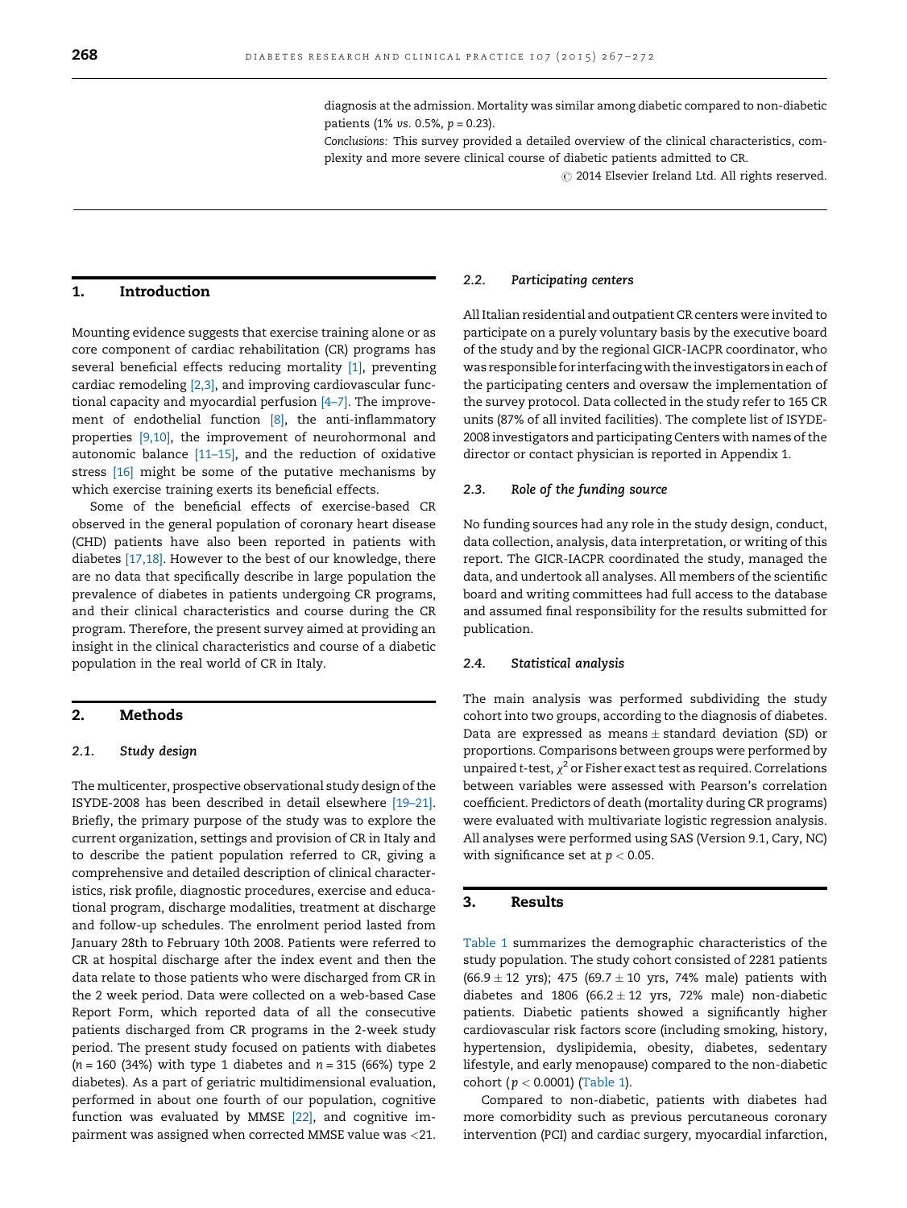diagnosis at the admission. Mortality was similar among diabetic compared to non-diabetic patients (1% *vs.* 0.5%, $p = 0.23$).

*Conclusions:* This survey provided a detailed overview of the clinical characteristics, complexity and more severe clinical course of diabetic patients admitted to CR.

© 2014 Elsevier Ireland Ltd. All rights reserved.

## 1. Introduction

Mounting evidence suggests that exercise training alone or as core component of cardiac rehabilitation (CR) programs has several beneficial effects reducing mortality [1], preventing cardiac remodeling [2,3], and improving cardiovascular functional capacity and myocardial perfusion [4–7]. The improvement of endothelial function [8], the anti-inflammatory properties [9,10], the improvement of neurohormonal and autonomic balance [11–15], and the reduction of oxidative stress [16] might be some of the putative mechanisms by which exercise training exerts its beneficial effects.

Some of the beneficial effects of exercise-based CR observed in the general population of coronary heart disease (CHD) patients have also been reported in patients with diabetes [17,18]. However to the best of our knowledge, there are no data that specifically describe in large population the prevalence of diabetes in patients undergoing CR programs, and their clinical characteristics and course during the CR program. Therefore, the present survey aimed at providing an insight in the clinical characteristics and course of a diabetic population in the real world of CR in Italy.

## 2. Methods

### 2.1. Study design

The multicenter, prospective observational study design of the ISYDE-2008 has been described in detail elsewhere [19–21]. Briefly, the primary purpose of the study was to explore the current organization, settings and provision of CR in Italy and to describe the patient population referred to CR, giving a comprehensive and detailed description of clinical characteristics, risk profile, diagnostic procedures, exercise and educational program, discharge modalities, treatment at discharge and follow-up schedules. The enrolment period lasted from January 28th to February 10th 2008. Patients were referred to CR at hospital discharge after the index event and then the data relate to those patients who were discharged from CR in the 2 week period. Data were collected on a web-based Case Report Form, which reported data of all the consecutive patients discharged from CR programs in the 2-week study period. The present study focused on patients with diabetes ($n = 160$ (34%) with type 1 diabetes and $n = 315$ (66%) type 2 diabetes). As a part of geriatric multidimensional evaluation, performed in about one fourth of our population, cognitive function was evaluated by MMSE [22], and cognitive impairment was assigned when corrected MMSE value was <21.

### 2.2. Participating centers

All Italian residential and outpatient CR centers were invited to participate on a purely voluntary basis by the executive board of the study and by the regional GICR-IACPR coordinator, who was responsible for interfacing with the investigators in each of the participating centers and oversaw the implementation of the survey protocol. Data collected in the study refer to 165 CR units (87% of all invited facilities). The complete list of ISYDE-2008 investigators and participating Centers with names of the director or contact physician is reported in Appendix 1.

### 2.3. Role of the funding source

No funding sources had any role in the study design, conduct, data collection, analysis, data interpretation, or writing of this report. The GICR-IACPR coordinated the study, managed the data, and undertook all analyses. All members of the scientific board and writing committees had full access to the database and assumed final responsibility for the results submitted for publication.

### 2.4. Statistical analysis

The main analysis was performed subdividing the study cohort into two groups, according to the diagnosis of diabetes. Data are expressed as means ± standard deviation (SD) or proportions. Comparisons between groups were performed by unpaired *t*-test, $\chi^2$ or Fisher exact test as required. Correlations between variables were assessed with Pearson's correlation coefficient. Predictors of death (mortality during CR programs) were evaluated with multivariate logistic regression analysis. All analyses were performed using SAS (Version 9.1, Cary, NC) with significance set at $p < 0.05$.

## 3. Results

Table 1 summarizes the demographic characteristics of the study population. The study cohort consisted of 2281 patients (66.9 ± 12 yrs); 475 (69.7 ± 10 yrs, 74% male) patients with diabetes and 1806 (66.2 ± 12 yrs, 72% male) non-diabetic patients. Diabetic patients showed a significantly higher cardiovascular risk factors score (including smoking, history, hypertension, dyslipidemia, obesity, diabetes, sedentary lifestyle, and early menopause) compared to the non-diabetic cohort ($p < 0.0001$) (Table 1).

Compared to non-diabetic, patients with diabetes had more comorbidity such as previous percutaneous coronary intervention (PCI) and cardiac surgery, myocardial infarction,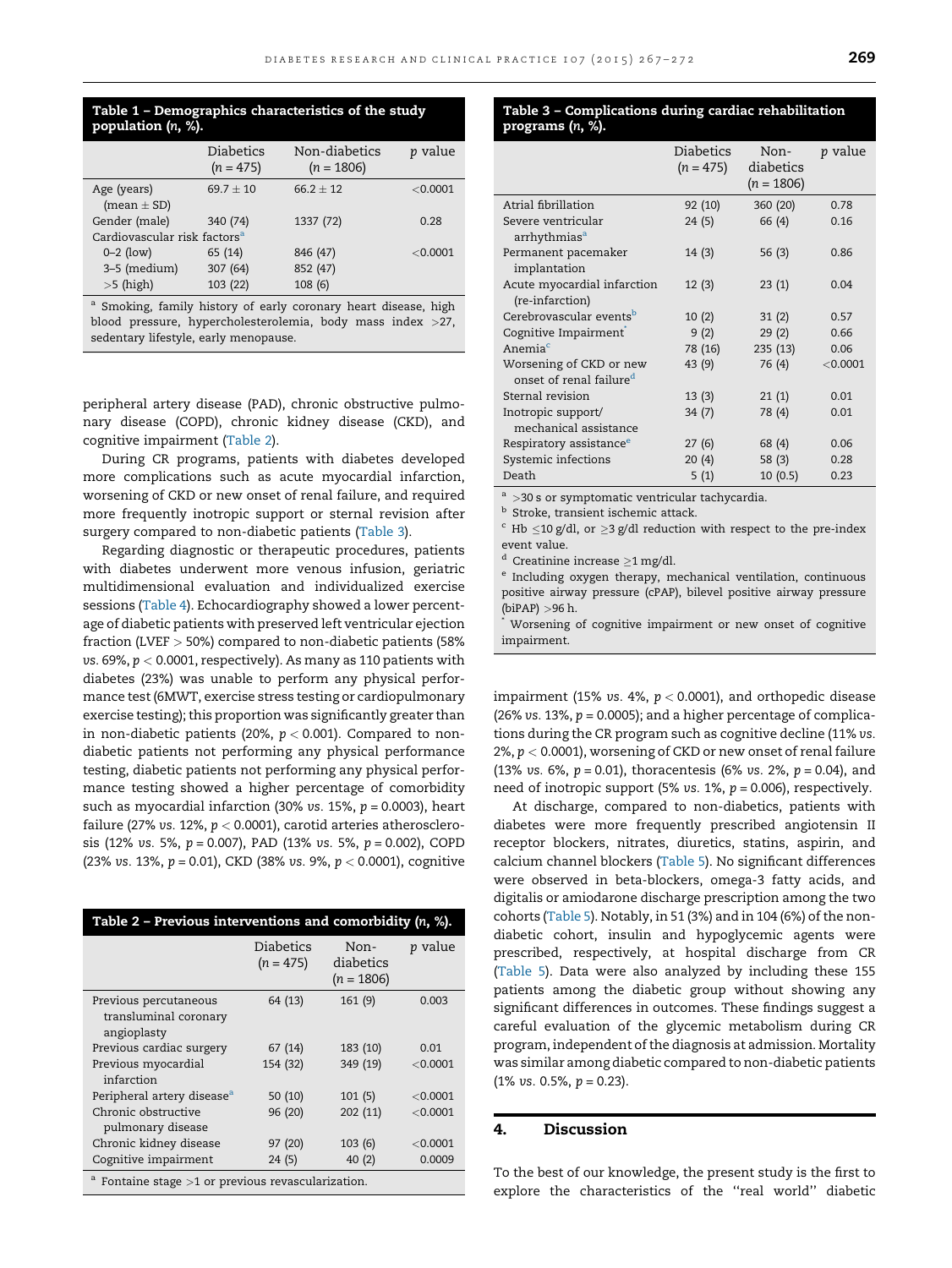**Table 1 – Demographics characteristics of the study population (n, %).**

| | Diabetics (n = 475) | Non-diabetics (n = 1806) | p value |
|---|---|---|---|
| Age (years) (mean ± SD) | 69.7 ± 10 | 66.2 ± 12 | <0.0001 |
| Gender (male) | 340 (74) | 1337 (72) | 0.28 |
| Cardiovascular risk factors[a] | | | |
| 0–2 (low) | 65 (14) | 846 (47) | <0.0001 |
| 3–5 (medium) | 307 (64) | 852 (47) | |
| >5 (high) | 103 (22) | 108 (6) | |

[a] Smoking, family history of early coronary heart disease, high blood pressure, hypercholesterolemia, body mass index >27, sedentary lifestyle, early menopause.

peripheral artery disease (PAD), chronic obstructive pulmonary disease (COPD), chronic kidney disease (CKD), and cognitive impairment (Table 2).

During CR programs, patients with diabetes developed more complications such as acute myocardial infarction, worsening of CKD or new onset of renal failure, and required more frequently inotropic support or sternal revision after surgery compared to non-diabetic patients (Table 3).

Regarding diagnostic or therapeutic procedures, patients with diabetes underwent more venous infusion, geriatric multidimensional evaluation and individualized exercise sessions (Table 4). Echocardiography showed a lower percentage of diabetic patients with preserved left ventricular ejection fraction (LVEF > 50%) compared to non-diabetic patients (58% *vs.* 69%, $p < 0.0001$, respectively). As many as 110 patients with diabetes (23%) was unable to perform any physical performance test (6MWT, exercise stress testing or cardiopulmonary exercise testing); this proportion was significantly greater than in non-diabetic patients (20%, $p < 0.001$). Compared to non-diabetic patients not performing any physical performance testing, diabetic patients not performing any physical performance testing showed a higher percentage of comorbidity such as myocardial infarction (30% *vs.* 15%, $p = 0.0003$), heart failure (27% *vs.* 12%, $p < 0.0001$), carotid arteries atherosclerosis (12% *vs.* 5%, $p = 0.007$), PAD (13% *vs.* 5%, $p = 0.002$), COPD (23% *vs.* 13%, $p = 0.01$), CKD (38% *vs.* 9%, $p < 0.0001$), cognitive impairment (15% *vs.* 4%, $p < 0.0001$), and orthopedic disease (26% *vs.* 13%, $p = 0.0005$); and a higher percentage of complications during the CR program such as cognitive decline (11% *vs.* 2%, $p < 0.0001$), worsening of CKD or new onset of renal failure (13% *vs.* 6%, $p = 0.01$), thoracentesis (6% *vs.* 2%, $p = 0.04$), and need of inotropic support (5% *vs.* 1%, $p = 0.006$), respectively.

**Table 2 – Previous interventions and comorbidity (n, %).**

| | Diabetics (n = 475) | Non-diabetics (n = 1806) | p value |
|---|---|---|---|
| Previous percutaneous transluminal coronary angioplasty | 64 (13) | 161 (9) | 0.003 |
| Previous cardiac surgery | 67 (14) | 183 (10) | 0.01 |
| Previous myocardial infarction | 154 (32) | 349 (19) | <0.0001 |
| Peripheral artery disease[a] | 50 (10) | 101 (5) | <0.0001 |
| Chronic obstructive pulmonary disease | 96 (20) | 202 (11) | <0.0001 |
| Chronic kidney disease | 97 (20) | 103 (6) | <0.0001 |
| Cognitive impairment | 24 (5) | 40 (2) | 0.0009 |

[a] Fontaine stage >1 or previous revascularization.

**Table 3 – Complications during cardiac rehabilitation programs (n, %).**

| | Diabetics (n = 475) | Non-diabetics (n = 1806) | p value |
|---|---|---|---|
| Atrial fibrillation | 92 (10) | 360 (20) | 0.78 |
| Severe ventricular arrhythmias[a] | 24 (5) | 66 (4) | 0.16 |
| Permanent pacemaker implantation | 14 (3) | 56 (3) | 0.86 |
| Acute myocardial infarction (re-infarction) | 12 (3) | 23 (1) | 0.04 |
| Cerebrovascular events[b] | 10 (2) | 31 (2) | 0.57 |
| Cognitive Impairment[*] | 9 (2) | 29 (2) | 0.66 |
| Anemia[c] | 78 (16) | 235 (13) | 0.06 |
| Worsening of CKD or new onset of renal failure[d] | 43 (9) | 76 (4) | <0.0001 |
| Sternal revision | 13 (3) | 21 (1) | 0.01 |
| Inotropic support/ mechanical assistance | 34 (7) | 78 (4) | 0.01 |
| Respiratory assistance[e] | 27 (6) | 68 (4) | 0.06 |
| Systemic infections | 20 (4) | 58 (3) | 0.28 |
| Death | 5 (1) | 10 (0.5) | 0.23 |

[a] >30 s or symptomatic ventricular tachycardia.
[b] Stroke, transient ischemic attack.
[c] Hb ≤10 g/dl, or ≥3 g/dl reduction with respect to the pre-index event value.
[d] Creatinine increase ≥1 mg/dl.
[e] Including oxygen therapy, mechanical ventilation, continuous positive airway pressure (cPAP), bilevel positive airway pressure (biPAP) >96 h.
[*] Worsening of cognitive impairment or new onset of cognitive impairment.

At discharge, compared to non-diabetics, patients with diabetes were more frequently prescribed angiotensin II receptor blockers, nitrates, diuretics, statins, aspirin, and calcium channel blockers (Table 5). No significant differences were observed in beta-blockers, omega-3 fatty acids, and digitalis or amiodarone discharge prescription among the two cohorts (Table 5). Notably, in 51 (3%) and in 104 (6%) of the non-diabetic cohort, insulin and hypoglycemic agents were prescribed, respectively, at hospital discharge from CR (Table 5). Data were also analyzed by including these 155 patients among the diabetic group without showing any significant differences in outcomes. These findings suggest a careful evaluation of the glycemic metabolism during CR program, independent of the diagnosis at admission. Mortality was similar among diabetic compared to non-diabetic patients (1% *vs.* 0.5%, $p = 0.23$).

## 4. Discussion

To the best of our knowledge, the present study is the first to explore the characteristics of the "real world" diabetic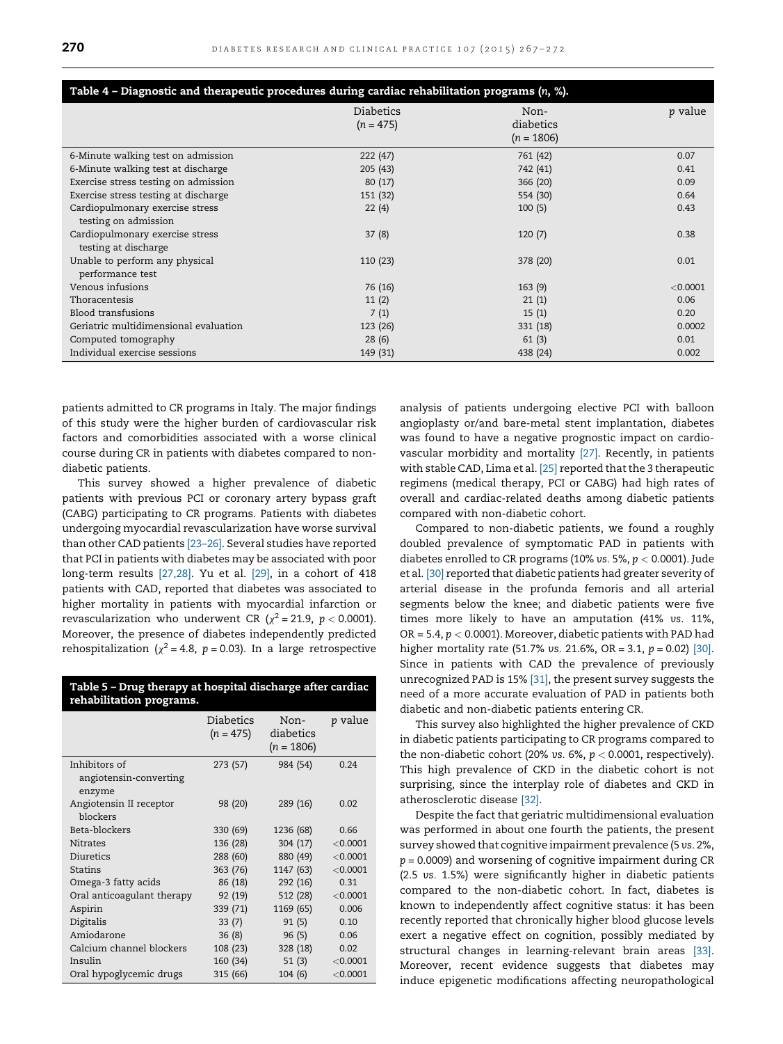**Table 4 – Diagnostic and therapeutic procedures during cardiac rehabilitation programs (n, %).**

| | Diabetics (n = 475) | Non-diabetics (n = 1806) | p value |
|---|---|---|---|
| 6-Minute walking test on admission | 222 (47) | 761 (42) | 0.07 |
| 6-Minute walking test at discharge | 205 (43) | 742 (41) | 0.41 |
| Exercise stress testing on admission | 80 (17) | 366 (20) | 0.09 |
| Exercise stress testing at discharge | 151 (32) | 554 (30) | 0.64 |
| Cardiopulmonary exercise stress testing on admission | 22 (4) | 100 (5) | 0.43 |
| Cardiopulmonary exercise stress testing at discharge | 37 (8) | 120 (7) | 0.38 |
| Unable to perform any physical performance test | 110 (23) | 378 (20) | 0.01 |
| Venous infusions | 76 (16) | 163 (9) | <0.0001 |
| Thoracentesis | 11 (2) | 21 (1) | 0.06 |
| Blood transfusions | 7 (1) | 15 (1) | 0.20 |
| Geriatric multidimensional evaluation | 123 (26) | 331 (18) | 0.0002 |
| Computed tomography | 28 (6) | 61 (3) | 0.01 |
| Individual exercise sessions | 149 (31) | 438 (24) | 0.002 |

patients admitted to CR programs in Italy. The major findings of this study were the higher burden of cardiovascular risk factors and comorbidities associated with a worse clinical course during CR in patients with diabetes compared to non-diabetic patients.

This survey showed a higher prevalence of diabetic patients with previous PCI or coronary artery bypass graft (CABG) participating to CR programs. Patients with diabetes undergoing myocardial revascularization have worse survival than other CAD patients [23–26]. Several studies have reported that PCI in patients with diabetes may be associated with poor long-term results [27,28]. Yu et al. [29], in a cohort of 418 patients with CAD, reported that diabetes was associated to higher mortality in patients with myocardial infarction or revascularization who underwent CR ($\chi^2 = 21.9$, $p < 0.0001$). Moreover, the presence of diabetes independently predicted rehospitalization ($\chi^2 = 4.8$, $p = 0.03$). In a large retrospective analysis of patients undergoing elective PCI with balloon angioplasty or/and bare-metal stent implantation, diabetes was found to have a negative prognostic impact on cardiovascular morbidity and mortality [27]. Recently, in patients with stable CAD, Lima et al. [25] reported that the 3 therapeutic regimens (medical therapy, PCI or CABG) had high rates of overall and cardiac-related deaths among diabetic patients compared with non-diabetic cohort.

**Table 5 – Drug therapy at hospital discharge after cardiac rehabilitation programs.**

| | Diabetics (n = 475) | Non-diabetics (n = 1806) | p value |
|---|---|---|---|
| Inhibitors of angiotensin-converting enzyme | 273 (57) | 984 (54) | 0.24 |
| Angiotensin II receptor blockers | 98 (20) | 289 (16) | 0.02 |
| Beta-blockers | 330 (69) | 1236 (68) | 0.66 |
| Nitrates | 136 (28) | 304 (17) | <0.0001 |
| Diuretics | 288 (60) | 880 (49) | <0.0001 |
| Statins | 363 (76) | 1147 (63) | <0.0001 |
| Omega-3 fatty acids | 86 (18) | 292 (16) | 0.31 |
| Oral anticoagulant therapy | 92 (19) | 512 (28) | <0.0001 |
| Aspirin | 339 (71) | 1169 (65) | 0.006 |
| Digitalis | 33 (7) | 91 (5) | 0.10 |
| Amiodarone | 36 (8) | 96 (5) | 0.06 |
| Calcium channel blockers | 108 (23) | 328 (18) | 0.02 |
| Insulin | 160 (34) | 51 (3) | <0.0001 |
| Oral hypoglycemic drugs | 315 (66) | 104 (6) | <0.0001 |

Compared to non-diabetic patients, we found a roughly doubled prevalence of symptomatic PAD in patients with diabetes enrolled to CR programs (10% *vs.* 5%, $p < 0.0001$). Jude et al. [30] reported that diabetic patients had greater severity of arterial disease in the profunda femoris and all arterial segments below the knee; and diabetic patients were five times more likely to have an amputation (41% *vs.* 11%, OR = 5.4, $p < 0.0001$). Moreover, diabetic patients with PAD had higher mortality rate (51.7% *vs.* 21.6%, OR = 3.1, $p = 0.02$) [30]. Since in patients with CAD the prevalence of previously unrecognized PAD is 15% [31], the present survey suggests the need of a more accurate evaluation of PAD in patients both diabetic and non-diabetic patients entering CR.

This survey also highlighted the higher prevalence of CKD in diabetic patients participating to CR programs compared to the non-diabetic cohort (20% *vs.* 6%, $p < 0.0001$, respectively). This high prevalence of CKD in the diabetic cohort is not surprising, since the interplay role of diabetes and CKD in atherosclerotic disease [32].

Despite the fact that geriatric multidimensional evaluation was performed in about one fourth the patients, the present survey showed that cognitive impairment prevalence (5 *vs.* 2%, $p = 0.0009$) and worsening of cognitive impairment during CR (2.5 *vs.* 1.5%) were significantly higher in diabetic patients compared to the non-diabetic cohort. In fact, diabetes is known to independently affect cognitive status: it has been recently reported that chronically higher blood glucose levels exert a negative effect on cognition, possibly mediated by structural changes in learning-relevant brain areas [33]. Moreover, recent evidence suggests that diabetes may induce epigenetic modifications affecting neuropathological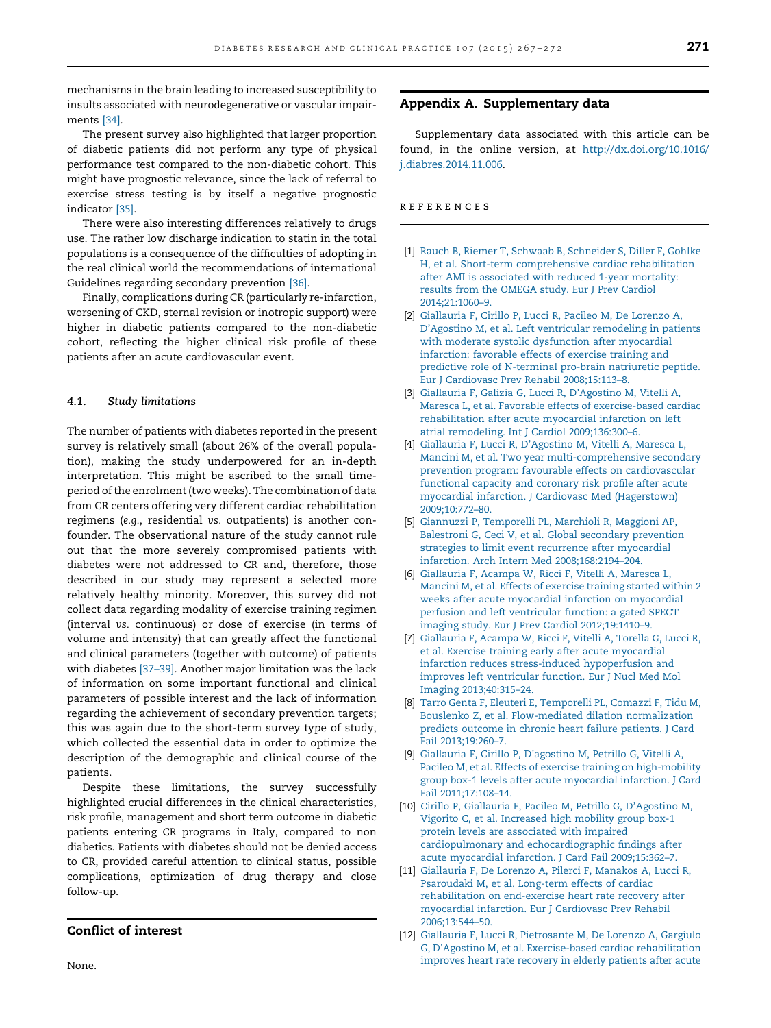mechanisms in the brain leading to increased susceptibility to insults associated with neurodegenerative or vascular impairments [34].

The present survey also highlighted that larger proportion of diabetic patients did not perform any type of physical performance test compared to the non-diabetic cohort. This might have prognostic relevance, since the lack of referral to exercise stress testing is by itself a negative prognostic indicator [35].

There were also interesting differences relatively to drugs use. The rather low discharge indication to statin in the total populations is a consequence of the difficulties of adopting in the real clinical world the recommendations of international Guidelines regarding secondary prevention [36].

Finally, complications during CR (particularly re-infarction, worsening of CKD, sternal revision or inotropic support) were higher in diabetic patients compared to the non-diabetic cohort, reflecting the higher clinical risk profile of these patients after an acute cardiovascular event.

### 4.1. Study limitations

The number of patients with diabetes reported in the present survey is relatively small (about 26% of the overall population), making the study underpowered for an in-depth interpretation. This might be ascribed to the small time-period of the enrolment (two weeks). The combination of data from CR centers offering very different cardiac rehabilitation regimens (*e.g.*, residential *vs.* outpatients) is another confounder. The observational nature of the study cannot rule out that the more severely compromised patients with diabetes were not addressed to CR and, therefore, those described in our study may represent a selected more relatively healthy minority. Moreover, this survey did not collect data regarding modality of exercise training regimen (interval *vs.* continuous) or dose of exercise (in terms of volume and intensity) that can greatly affect the functional and clinical parameters (together with outcome) of patients with diabetes [37–39]. Another major limitation was the lack of information on some important functional and clinical parameters of possible interest and the lack of information regarding the achievement of secondary prevention targets; this was again due to the short-term survey type of study, which collected the essential data in order to optimize the description of the demographic and clinical course of the patients.

Despite these limitations, the survey successfully highlighted crucial differences in the clinical characteristics, risk profile, management and short term outcome in diabetic patients entering CR programs in Italy, compared to non diabetics. Patients with diabetes should not be denied access to CR, provided careful attention to clinical status, possible complications, optimization of drug therapy and close follow-up.

## Conflict of interest

None.

## Appendix A. Supplementary data

Supplementary data associated with this article can be found, in the online version, at http://dx.doi.org/10.1016/j.diabres.2014.11.006.

## REFERENCES

[1] Rauch B, Riemer T, Schwaab B, Schneider S, Diller F, Gohlke H, et al. Short-term comprehensive cardiac rehabilitation after AMI is associated with reduced 1-year mortality: results from the OMEGA study. Eur J Prev Cardiol 2014;21:1060–9.

[2] Giallauria F, Cirillo P, Lucci R, Pacileo M, De Lorenzo A, D'Agostino M, et al. Left ventricular remodelling in patients with moderate systolic dysfunction after myocardial infarction: favorable effects of exercise training and predictive role of N-terminal pro-brain natriuretic peptide. Eur J Cardiovasc Prev Rehabil 2008;15:113–8.

[3] Giallauria F, Galizia G, Lucci R, D'Agostino M, Vitelli A, Maresca L, et al. Favorable effects of exercise-based cardiac rehabilitation after acute myocardial infarction on left atrial remodeling. Int J Cardiol 2009;136:300–6.

[4] Giallauria F, Lucci R, D'Agostino M, Vitelli A, Maresca L, Mancini M, et al. Two year multi-comprehensive secondary prevention program: favourable effects on cardiovascular functional capacity and coronary risk profile after acute myocardial infarction. J Cardiovasc Med (Hagerstown) 2009;10:772–80.

[5] Giannuzzi P, Temporelli PL, Marchioli R, Maggioni AP, Balestroni G, Ceci V, et al. Global secondary prevention strategies to limit event recurrence after myocardial infarction. Arch Intern Med 2008;168:2194–204.

[6] Giallauria F, Acampa W, Ricci F, Vitelli A, Maresca L, Mancini M, et al. Effects of exercise training started within 2 weeks after acute myocardial infarction on myocardial perfusion and left ventricular function: a gated SPECT imaging study. Eur J Prev Cardiol 2012;19:1410–9.

[7] Giallauria F, Acampa W, Ricci F, Vitelli A, Torella G, Lucci R, et al. Exercise training early after acute myocardial infarction reduces stress-induced hypoperfusion and improves left ventricular function. Eur J Nucl Med Mol Imaging 2013;40:315–24.

[8] Tarro Genta F, Eleuteri E, Temporelli PL, Comazzi F, Tidu M, Bouslenko Z, et al. Flow-mediated dilation normalization predicts outcome in chronic heart failure patients. J Card Fail 2013;19:260–7.

[9] Giallauria F, Cirillo P, D'agostino M, Petrillo G, Vitelli A, Pacileo M, et al. Effects of exercise training on high-mobility group box-1 levels after acute myocardial infarction. J Card Fail 2011;17:108–14.

[10] Cirillo P, Giallauria F, Pacileo M, Petrillo G, D'Agostino M, Vigorito C, et al. Increased high mobility group box-1 protein levels are associated with impaired cardiopulmonary and echocardiographic findings after acute myocardial infarction. J Card Fail 2009;15:362–7.

[11] Giallauria F, De Lorenzo A, Pilerci F, Manakos A, Lucci R, Psaroudaki M, et al. Long-term effects of cardiac rehabilitation on end-exercise heart rate recovery after myocardial infarction. Eur J Cardiovasc Prev Rehabil 2006;13:544–50.

[12] Giallauria F, Lucci R, Pietrosante M, De Lorenzo A, Gargiulo G, D'Agostino M, et al. Exercise-based cardiac rehabilitation improves heart rate recovery in elderly patients after acute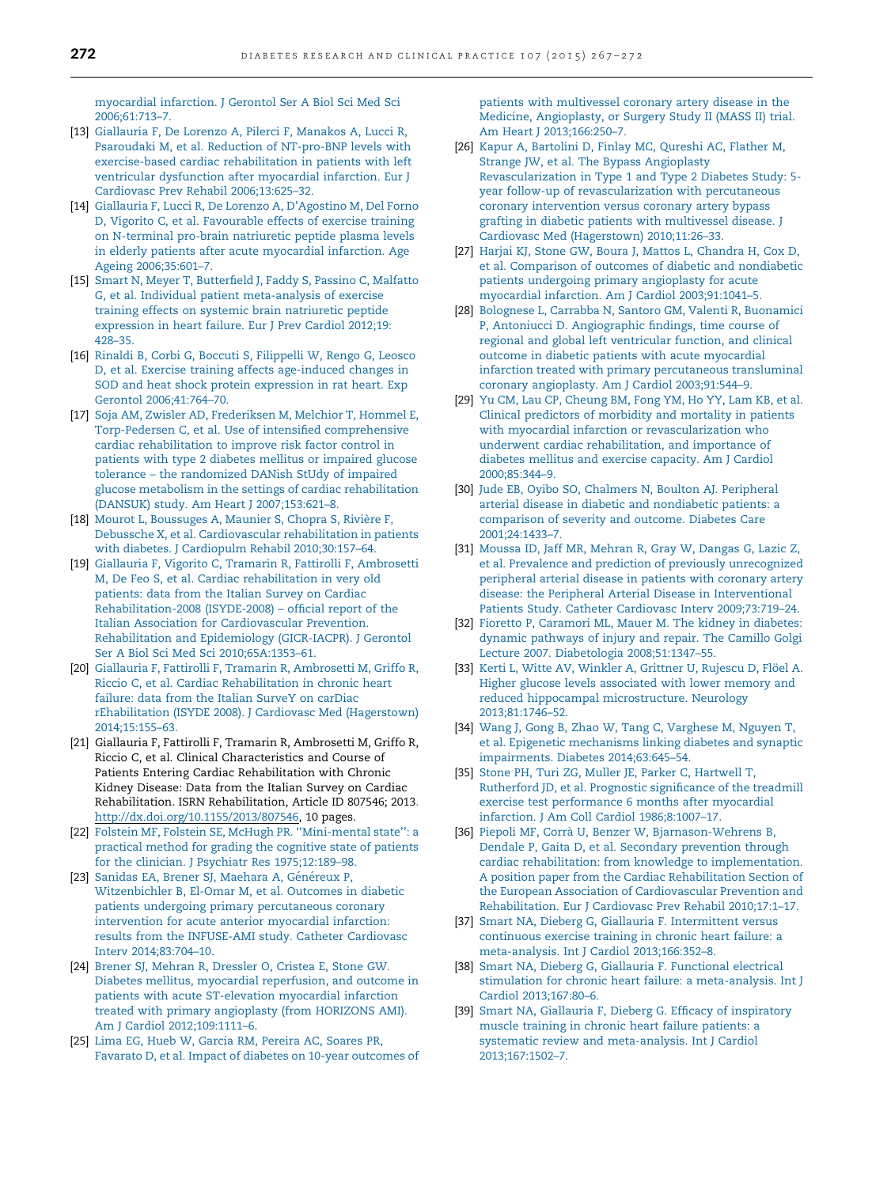myocardial infarction. J Gerontol Ser A Biol Sci Med Sci 2006;61:713–7.

[13] Giallauria F, De Lorenzo A, Pilerci F, Manakos A, Lucci R, Psaroudaki M, et al. Reduction of NT-pro-BNP levels with exercise-based cardiac rehabilitation in patients with left ventricular dysfunction after myocardial infarction. Eur J Cardiovasc Prev Rehabil 2006;13:625–32.

[14] Giallauria F, Lucci R, De Lorenzo A, D'Agostino M, Del Forno D, Vigorito C, et al. Favourable effects of exercise training on N-terminal pro-brain natriuretic peptide plasma levels in elderly patients after acute myocardial infarction. Age Ageing 2006;35:601–7.

[15] Smart N, Meyer T, Butterfield J, Faddy S, Passino C, Malfatto G, et al. Individual patient meta-analysis of exercise training effects on systemic brain natriuretic peptide expression in heart failure. Eur J Prev Cardiol 2012;19: 428–35.

[16] Rinaldi B, Corbi G, Boccuti S, Filippelli W, Rengo G, Leosco D, et al. Exercise training affects age-induced changes in SOD and heat shock protein expression in rat heart. Exp Gerontol 2006;41:764–70.

[17] Soja AM, Zwisler AD, Frederiksen M, Melchior T, Hommel E, Torp-Pedersen C, et al. Use of intensified comprehensive cardiac rehabilitation to improve risk factor control in patients with type 2 diabetes mellitus or impaired glucose tolerance – the randomized DANish StUdy of impaired glucose metabolism in the settings of cardiac rehabilitation (DANSUK) study. Am Heart J 2007;153:621–8.

[18] Mourot L, Boussuges A, Maunier S, Chopra S, Rivière F, Debussche X, et al. Cardiovascular rehabilitation in patients with diabetes. J Cardiopulm Rehabil 2010;30:157–64.

[19] Giallauria F, Vigorito C, Tramarin R, Fattirolli F, Ambrosetti M, De Feo S, et al. Cardiac rehabilitation in very old patients: data from the Italian Survey on Cardiac Rehabilitation-2008 (ISYDE-2008) – official report of the Italian Association for Cardiovascular Prevention. Rehabilitation and Epidemiology (GICR-IACPR). J Gerontol Ser A Biol Sci Med Sci 2010;65A:1353–61.

[20] Giallauria F, Fattirolli F, Tramarin R, Ambrosetti M, Griffo R, Riccio C, et al. Cardiac Rehabilitation in chronic heart failure: data from the Italian SurveY on carDiac rEhabilitation (ISYDE 2008). J Cardiovasc Med (Hagerstown) 2014;15:155–63.

[21] Giallauria F, Fattirolli F, Tramarin R, Ambrosetti M, Griffo R, Riccio C, et al. Clinical Characteristics and Course of Patients Entering Cardiac Rehabilitation with Chronic Kidney Disease: Data from the Italian Survey on Cardiac Rehabilitation. ISRN Rehabilitation, Article ID 807546; 2013. http://dx.doi.org/10.1155/2013/807546, 10 pages.

[22] Folstein MF, Folstein SE, McHugh PR. "Mini-mental state": a practical method for grading the cognitive state of patients for the clinician. J Psychiatr Res 1975;12:189–98.

[23] Sanidas EA, Brener SJ, Maehara A, Généreux P, Witzenbichler B, El-Omar M, et al. Outcomes in diabetic patients undergoing primary percutaneous coronary intervention for acute anterior myocardial infarction: results from the INFUSE-AMI study. Catheter Cardiovasc Interv 2014;83:704–10.

[24] Brener SJ, Mehran R, Dressler O, Cristea E, Stone GW. Diabetes mellitus, myocardial reperfusion, and outcome in patients with acute ST-elevation myocardial infarction treated with primary angioplasty (from HORIZONS AMI). Am J Cardiol 2012;109:1111–6.

[25] Lima EG, Hueb W, Garcia RM, Pereira AC, Soares PR, Favarato D, et al. Impact of diabetes on 10-year outcomes of patients with multivessel coronary artery disease in the Medicine, Angioplasty, or Surgery Study II (MASS II) trial. Am Heart J 2013;166:250–7.

[26] Kapur A, Bartolini D, Finlay MC, Qureshi AC, Flather M, Strange JW, et al. The Bypass Angioplasty Revascularization in Type 1 and Type 2 Diabetes Study: 5-year follow-up of revascularization with percutaneous coronary intervention versus coronary artery bypass grafting in diabetic patients with multivessel disease. J Cardiovasc Med (Hagerstown) 2010;11:26–33.

[27] Harjai KJ, Stone GW, Boura J, Mattos L, Chandra H, Cox D, et al. Comparison of outcomes of diabetic and nondiabetic patients undergoing primary angioplasty for acute myocardial infarction. Am J Cardiol 2003;91:1041–5.

[28] Bolognese L, Carrabba N, Santoro GM, Valenti R, Buonamici P, Antoniucci D. Angiographic findings, time course of regional and global left ventricular function, and clinical outcome in diabetic patients with acute myocardial infarction treated with primary percutaneous transluminal coronary angioplasty. Am J Cardiol 2003;91:544–9.

[29] Yu CM, Lau CP, Cheung BM, Fong YM, Ho YY, Lam KB, et al. Clinical predictors of morbidity and mortality in patients with myocardial infarction or revascularization who underwent cardiac rehabilitation, and importance of diabetes mellitus and exercise capacity. Am J Cardiol 2000;85:344–9.

[30] Jude EB, Oyibo SO, Chalmers N, Boulton AJ. Peripheral arterial disease in diabetic and nondiabetic patients: a comparison of severity and outcome. Diabetes Care 2001;24:1433–7.

[31] Moussa ID, Jaff MR, Mehran R, Gray W, Dangas G, Lazic Z, et al. Prevalence and prediction of previously unrecognized peripheral arterial disease in patients with coronary artery disease: the Peripheral Arterial Disease in Interventional Patients Study. Catheter Cardiovasc Interv 2009;73:719–24.

[32] Fioretto P, Caramori ML, Mauer M. The kidney in diabetes: dynamic pathways of injury and repair. The Camillo Golgi Lecture 2007. Diabetologia 2008;51:1347–55.

[33] Kerti L, Witte AV, Winkler A, Grittner U, Rujescu D, Flöel A. Higher glucose levels associated with lower memory and reduced hippocampal microstructure. Neurology 2013;81:1746–52.

[34] Wang J, Gong B, Zhao W, Tang C, Varghese M, Nguyen T, et al. Epigenetic mechanisms linking diabetes and synaptic impairments. Diabetes 2014;63:645–54.

[35] Stone PH, Turi ZG, Muller JE, Parker C, Hartwell T, Rutherford JD, et al. Prognostic significance of the treadmill exercise test performance 6 months after myocardial infarction. J Am Coll Cardiol 1986;8:1007–17.

[36] Piepoli MF, Corrà U, Benzer W, Bjarnason-Wehrens B, Dendale P, Gaita D, et al. Secondary prevention through cardiac rehabilitation: from knowledge to implementation. A position paper from the Cardiac Rehabilitation Section of the European Association of Cardiovascular Prevention and Rehabilitation. Eur J Cardiovasc Prev Rehabil 2010;17:1–17.

[37] Smart NA, Dieberg G, Giallauria F. Intermittent versus continuous exercise training in chronic heart failure: a meta-analysis. Int J Cardiol 2013;166:352–8.

[38] Smart NA, Dieberg G, Giallauria F. Functional electrical stimulation for chronic heart failure: a meta-analysis. Int J Cardiol 2013;167:80–6.

[39] Smart NA, Giallauria F, Dieberg G. Efficacy of inspiratory muscle training in chronic heart failure patients: a systematic review and meta-analysis. Int J Cardiol 2013;167:1502–7.